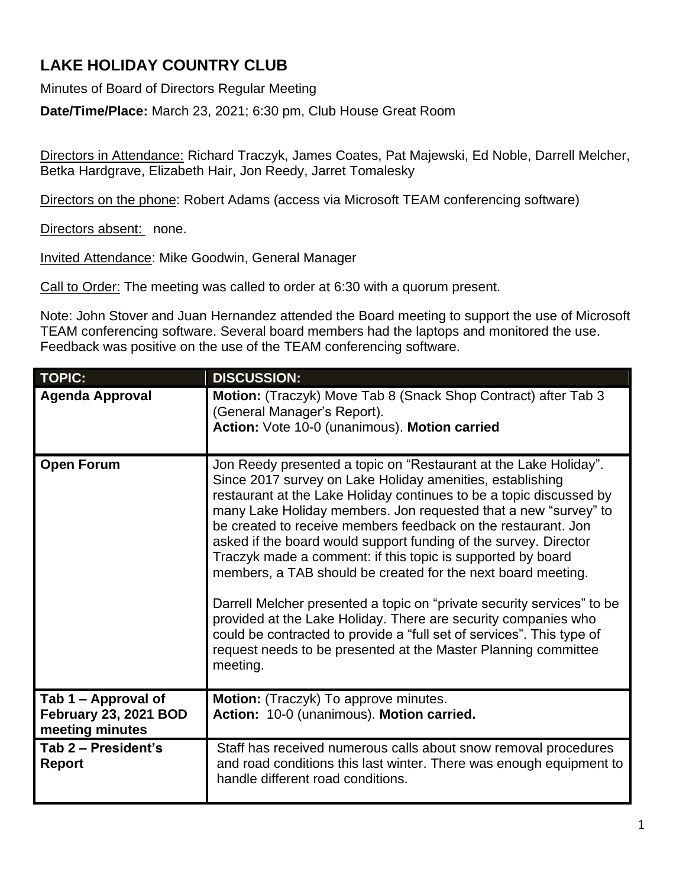# LAKE HOLIDAY COUNTRY CLUB

Minutes of Board of Directors Regular Meeting

**Date/Time/Place:** March 23, 2021; 6:30 pm, Club House Great Room

Directors in Attendance: Richard Traczyk, James Coates, Pat Majewski, Ed Noble, Darrell Melcher, Betka Hardgrave, Elizabeth Hair, Jon Reedy, Jarret Tomalesky

Directors on the phone: Robert Adams (access via Microsoft TEAM conferencing software)

Directors absent: none.

Invited Attendance: Mike Goodwin, General Manager

Call to Order: The meeting was called to order at 6:30 with a quorum present.

Note: John Stover and Juan Hernandez attended the Board meeting to support the use of Microsoft TEAM conferencing software. Several board members had the laptops and monitored the use. Feedback was positive on the use of the TEAM conferencing software.

| TOPIC: | DISCUSSION: |
|---|---|
| **Agenda Approval** | **Motion:** (Traczyk) Move Tab 8 (Snack Shop Contract) after Tab 3 (General Manager's Report).<br>**Action:** Vote 10-0 (unanimous). **Motion carried** |
| **Open Forum** | Jon Reedy presented a topic on "Restaurant at the Lake Holiday". Since 2017 survey on Lake Holiday amenities, establishing restaurant at the Lake Holiday continues to be a topic discussed by many Lake Holiday members. Jon requested that a new "survey" to be created to receive members feedback on the restaurant. Jon asked if the board would support funding of the survey. Director Traczyk made a comment: if this topic is supported by board members, a TAB should be created for the next board meeting.<br><br>Darrell Melcher presented a topic on "private security services" to be provided at the Lake Holiday. There are security companies who could be contracted to provide a "full set of services". This type of request needs to be presented at the Master Planning committee meeting. |
| **Tab 1 – Approval of February 23, 2021 BOD meeting minutes** | **Motion:** (Traczyk) To approve minutes.<br>**Action:** 10-0 (unanimous). **Motion carried.** |
| **Tab 2 – President's Report** | Staff has received numerous calls about snow removal procedures and road conditions this last winter. There was enough equipment to handle different road conditions. |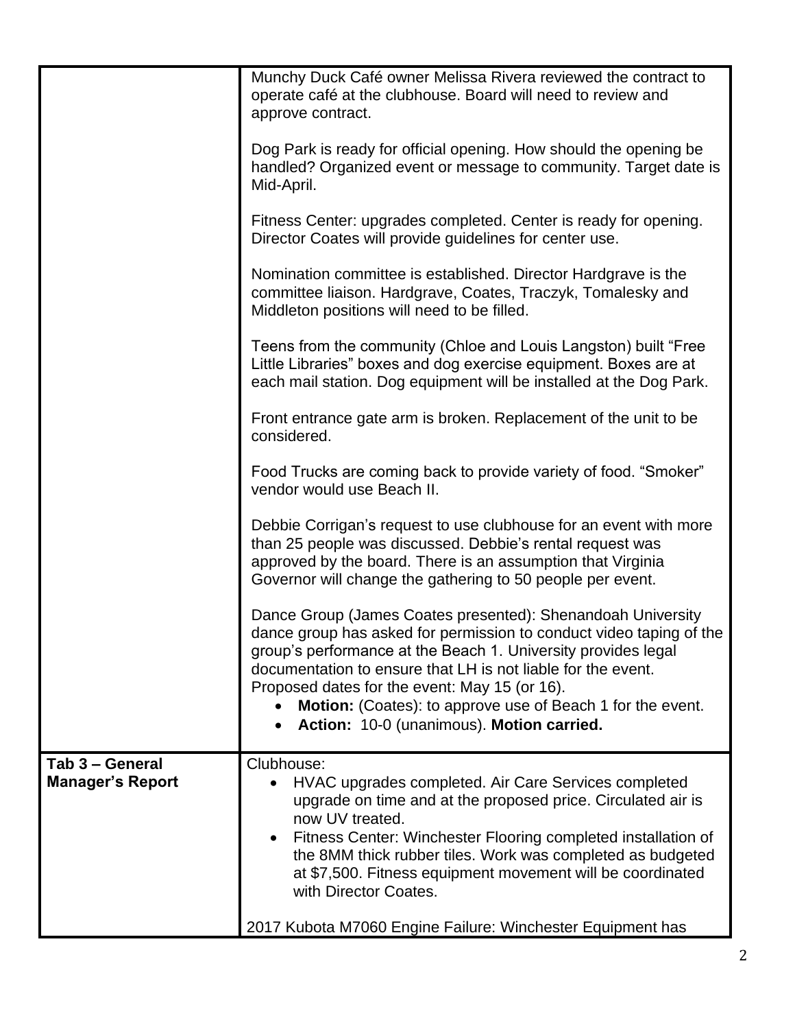| | |
|---|---|
| | Munchy Duck Café owner Melissa Rivera reviewed the contract to operate café at the clubhouse. Board will need to review and approve contract.<br><br>Dog Park is ready for official opening. How should the opening be handled? Organized event or message to community. Target date is Mid-April.<br><br>Fitness Center: upgrades completed. Center is ready for opening. Director Coates will provide guidelines for center use.<br><br>Nomination committee is established. Director Hardgrave is the committee liaison. Hardgrave, Coates, Traczyk, Tomalesky and Middleton positions will need to be filled.<br><br>Teens from the community (Chloe and Louis Langston) built "Free Little Libraries" boxes and dog exercise equipment. Boxes are at each mail station. Dog equipment will be installed at the Dog Park.<br><br>Front entrance gate arm is broken. Replacement of the unit to be considered.<br><br>Food Trucks are coming back to provide variety of food. "Smoker" vendor would use Beach II.<br><br>Debbie Corrigan's request to use clubhouse for an event with more than 25 people was discussed. Debbie's rental request was approved by the board. There is an assumption that Virginia Governor will change the gathering to 50 people per event.<br><br>Dance Group (James Coates presented): Shenandoah University dance group has asked for permission to conduct video taping of the group's performance at the Beach 1. University provides legal documentation to ensure that LH is not liable for the event. Proposed dates for the event: May 15 (or 16).<br>• **Motion:** (Coates): to approve use of Beach 1 for the event.<br>• **Action:** 10-0 (unanimous). **Motion carried.** |
| **Tab 3 – General Manager's Report** | Clubhouse:<br>• HVAC upgrades completed. Air Care Services completed upgrade on time and at the proposed price. Circulated air is now UV treated.<br>• Fitness Center: Winchester Flooring completed installation of the 8MM thick rubber tiles. Work was completed as budgeted at $7,500. Fitness equipment movement will be coordinated with Director Coates.<br><br>2017 Kubota M7060 Engine Failure: Winchester Equipment has |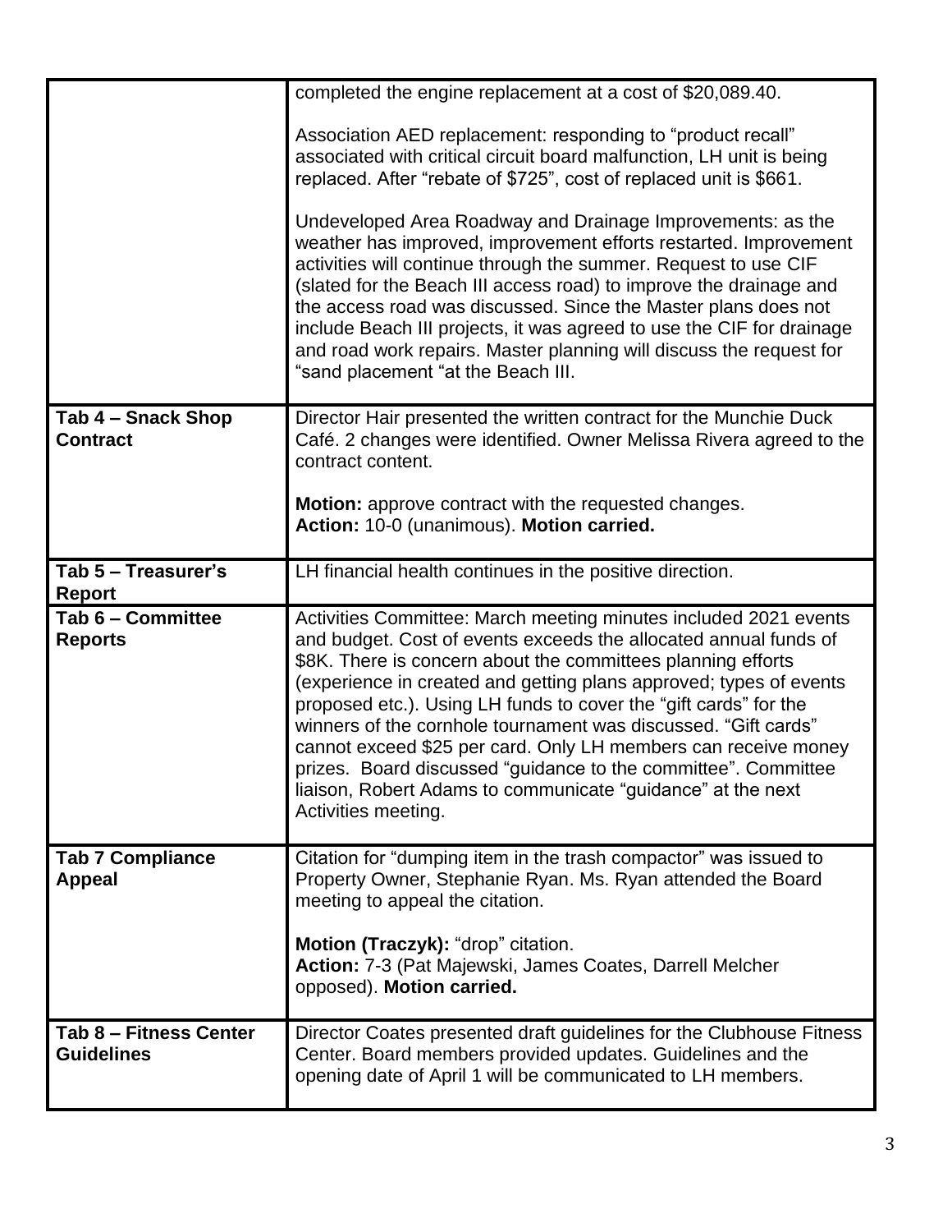| | |
|---|---|
| | completed the engine replacement at a cost of $20,089.40.<br><br>Association AED replacement: responding to "product recall" associated with critical circuit board malfunction, LH unit is being replaced. After "rebate of $725", cost of replaced unit is $661.<br><br>Undeveloped Area Roadway and Drainage Improvements: as the weather has improved, improvement efforts restarted. Improvement activities will continue through the summer. Request to use CIF (slated for the Beach III access road) to improve the drainage and the access road was discussed. Since the Master plans does not include Beach III projects, it was agreed to use the CIF for drainage and road work repairs. Master planning will discuss the request for "sand placement "at the Beach III. |
| **Tab 4 – Snack Shop Contract** | Director Hair presented the written contract for the Munchie Duck Café. 2 changes were identified. Owner Melissa Rivera agreed to the contract content.<br><br>**Motion:** approve contract with the requested changes.<br>**Action:** 10-0 (unanimous). **Motion carried.** |
| **Tab 5 – Treasurer's Report** | LH financial health continues in the positive direction. |
| **Tab 6 – Committee Reports** | Activities Committee: March meeting minutes included 2021 events and budget. Cost of events exceeds the allocated annual funds of $8K. There is concern about the committees planning efforts (experience in created and getting plans approved; types of events proposed etc.). Using LH funds to cover the "gift cards" for the winners of the cornhole tournament was discussed. "Gift cards" cannot exceed $25 per card. Only LH members can receive money prizes. Board discussed "guidance to the committee". Committee liaison, Robert Adams to communicate "guidance" at the next Activities meeting. |
| **Tab 7 Compliance Appeal** | Citation for "dumping item in the trash compactor" was issued to Property Owner, Stephanie Ryan. Ms. Ryan attended the Board meeting to appeal the citation.<br><br>**Motion (Traczyk):** "drop" citation.<br>**Action:** 7-3 (Pat Majewski, James Coates, Darrell Melcher opposed). **Motion carried.** |
| **Tab 8 – Fitness Center Guidelines** | Director Coates presented draft guidelines for the Clubhouse Fitness Center. Board members provided updates. Guidelines and the opening date of April 1 will be communicated to LH members. |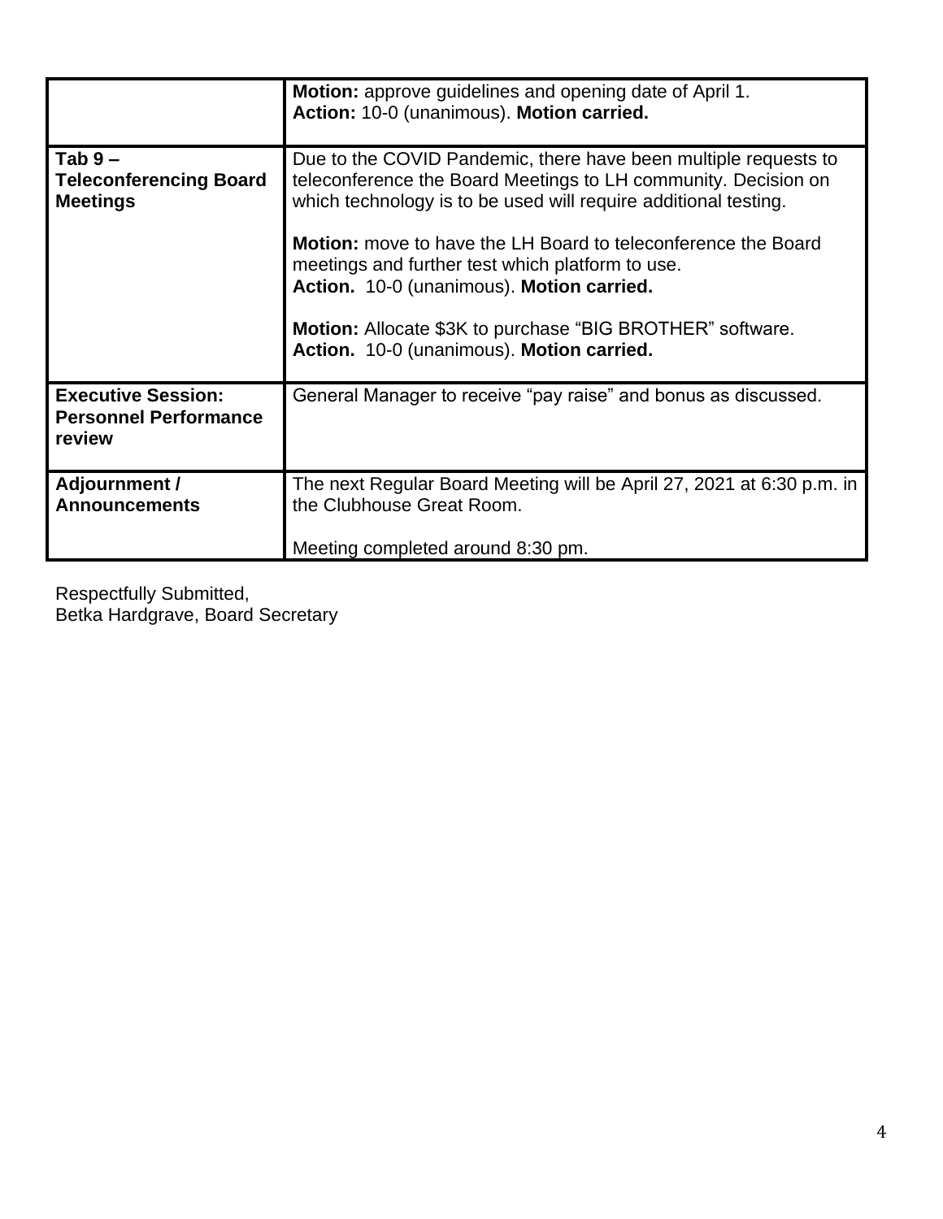| | |
|---|---|
| | **Motion:** approve guidelines and opening date of April 1.<br>**Action:** 10-0 (unanimous). **Motion carried.** |
| **Tab 9 – Teleconferencing Board Meetings** | Due to the COVID Pandemic, there have been multiple requests to teleconference the Board Meetings to LH community. Decision on which technology is to be used will require additional testing.<br><br>**Motion:** move to have the LH Board to teleconference the Board meetings and further test which platform to use.<br>**Action.** 10-0 (unanimous). **Motion carried.**<br><br>**Motion:** Allocate $3K to purchase "BIG BROTHER" software.<br>**Action.** 10-0 (unanimous). **Motion carried.** |
| **Executive Session: Personnel Performance review** | General Manager to receive "pay raise" and bonus as discussed. |
| **Adjournment / Announcements** | The next Regular Board Meeting will be April 27, 2021 at 6:30 p.m. in the Clubhouse Great Room.<br><br>Meeting completed around 8:30 pm. |

Respectfully Submitted,
Betka Hardgrave, Board Secretary